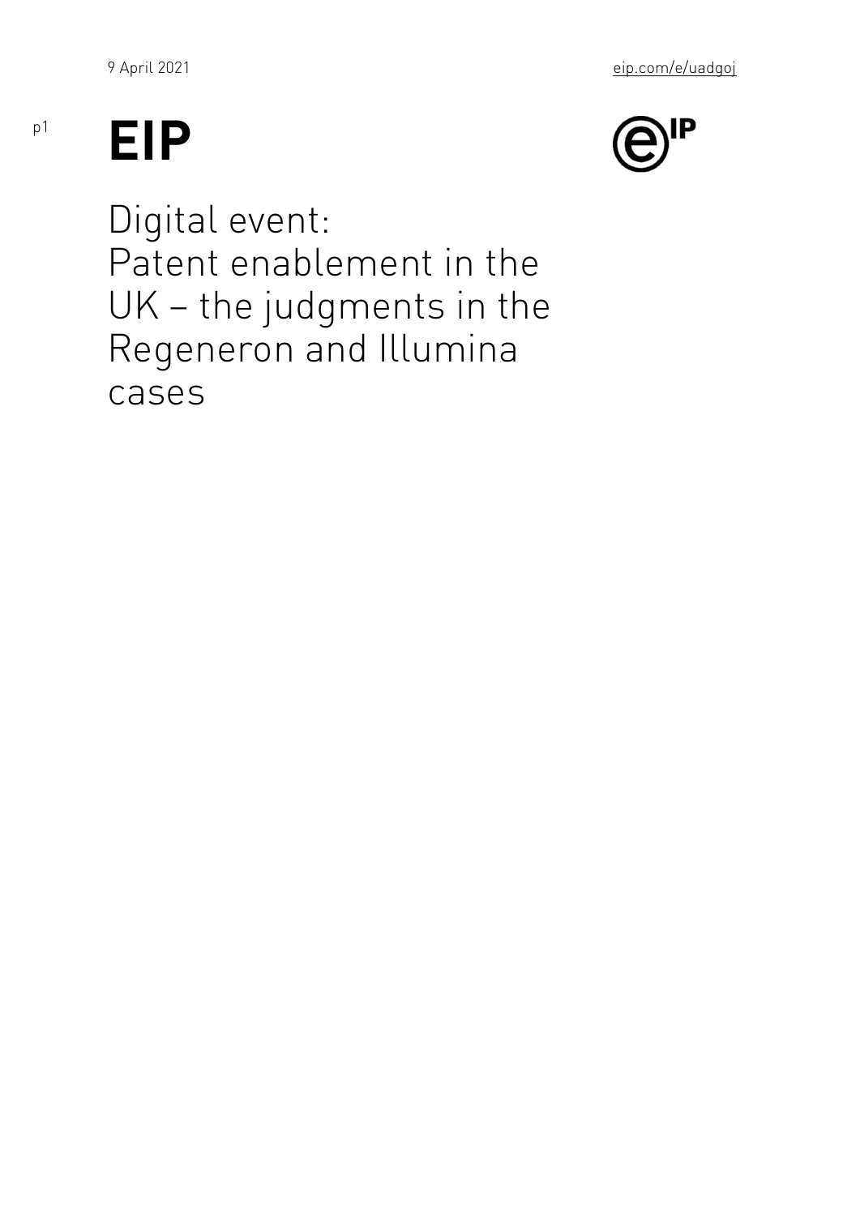9 April 2021

eip.com/e/uadgoj

# EIP

Digital event:
Patent enablement in the UK – the judgments in the Regeneron and Illumina cases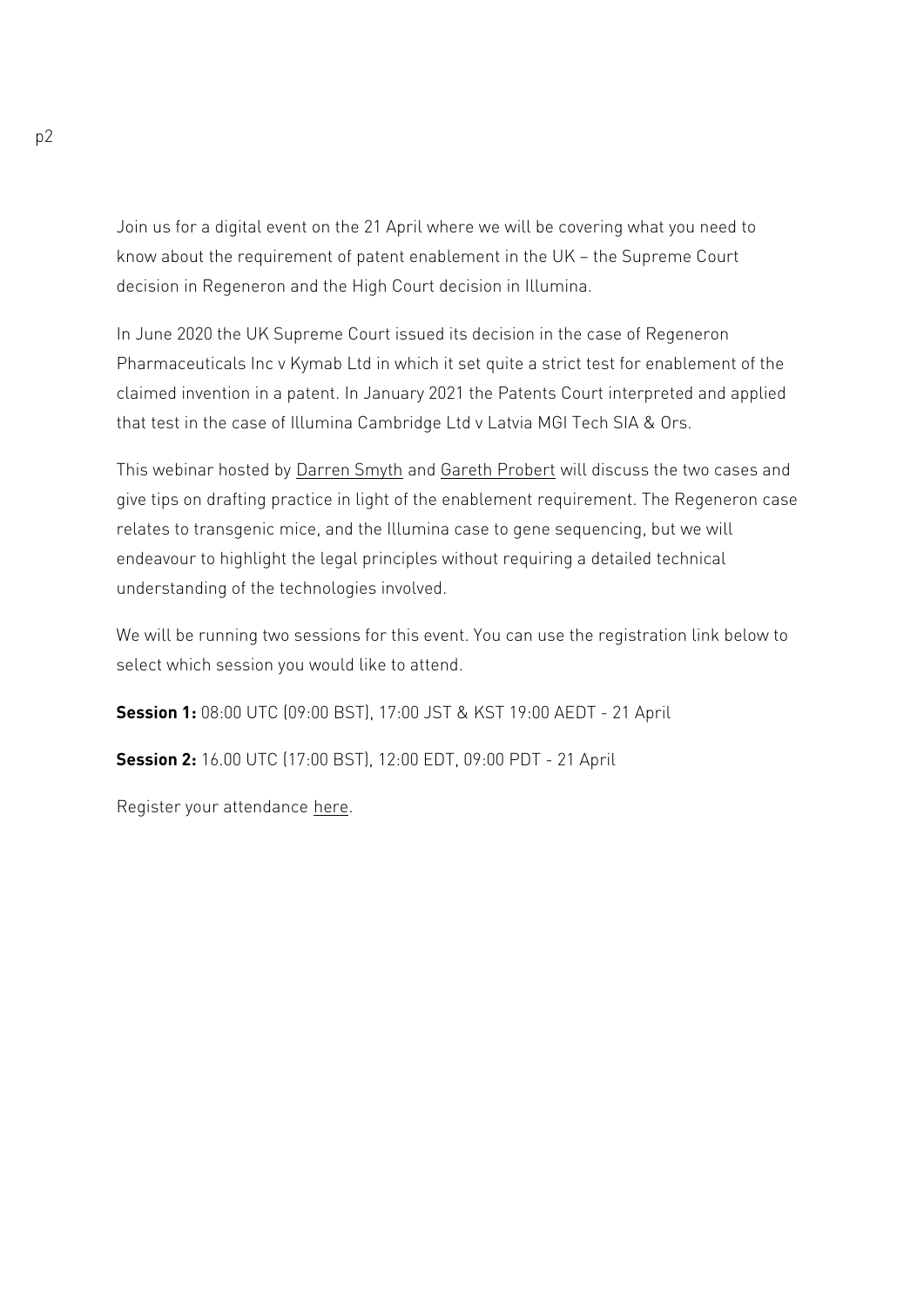Join us for a digital event on the 21 April where we will be covering what you need to know about the requirement of patent enablement in the UK – the Supreme Court decision in Regeneron and the High Court decision in Illumina.

In June 2020 the UK Supreme Court issued its decision in the case of Regeneron Pharmaceuticals Inc v Kymab Ltd in which it set quite a strict test for enablement of the claimed invention in a patent. In January 2021 the Patents Court interpreted and applied that test in the case of Illumina Cambridge Ltd v Latvia MGI Tech SIA & Ors.

This webinar hosted by Darren Smyth and Gareth Probert will discuss the two cases and give tips on drafting practice in light of the enablement requirement. The Regeneron case relates to transgenic mice, and the Illumina case to gene sequencing, but we will endeavour to highlight the legal principles without requiring a detailed technical understanding of the technologies involved.

We will be running two sessions for this event. You can use the registration link below to select which session you would like to attend.

**Session 1:** 08:00 UTC (09:00 BST), 17:00 JST & KST 19:00 AEDT - 21 April

**Session 2:** 16.00 UTC (17:00 BST), 12:00 EDT, 09:00 PDT - 21 April

Register your attendance here.